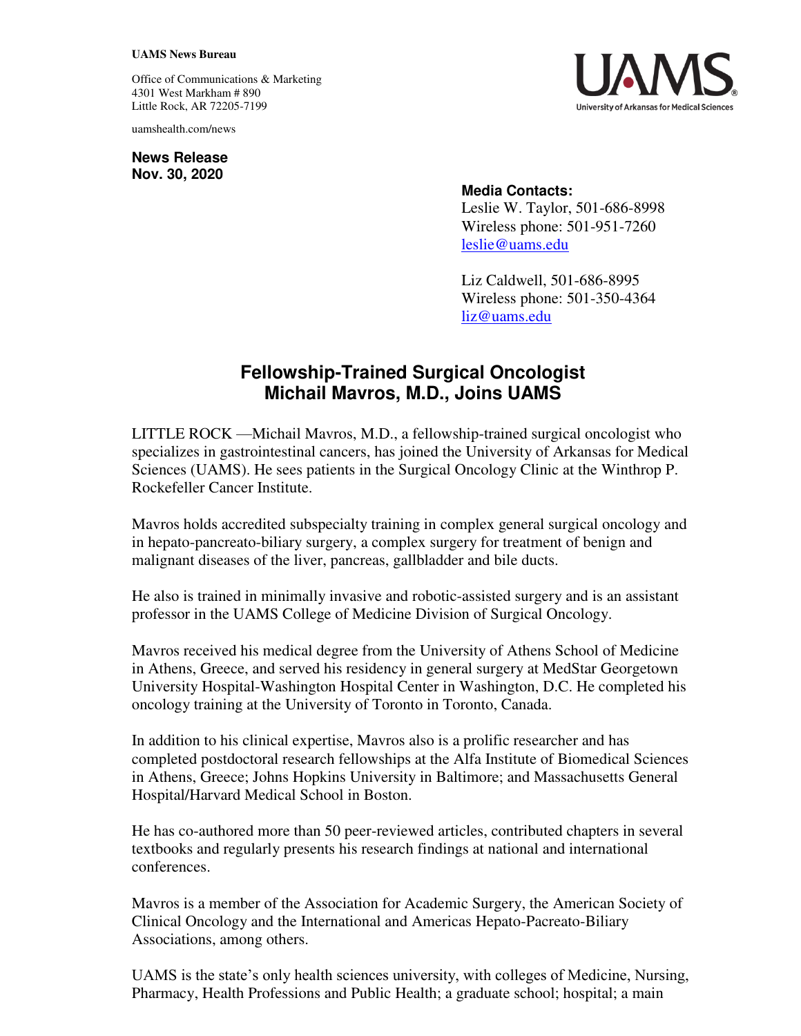**UAMS News Bureau**

Office of Communications & Marketing
4301 West Markham # 890
Little Rock, AR 72205-7199

uamshealth.com/news

**News Release**
**Nov. 30, 2020**

**Media Contacts:**
Leslie W. Taylor, 501-686-8998
Wireless phone: 501-951-7260
leslie@uams.edu

Liz Caldwell, 501-686-8995
Wireless phone: 501-350-4364
liz@uams.edu

# Fellowship-Trained Surgical Oncologist Michail Mavros, M.D., Joins UAMS

LITTLE ROCK —Michail Mavros, M.D., a fellowship-trained surgical oncologist who specializes in gastrointestinal cancers, has joined the University of Arkansas for Medical Sciences (UAMS). He sees patients in the Surgical Oncology Clinic at the Winthrop P. Rockefeller Cancer Institute.

Mavros holds accredited subspecialty training in complex general surgical oncology and in hepato-pancreato-biliary surgery, a complex surgery for treatment of benign and malignant diseases of the liver, pancreas, gallbladder and bile ducts.

He also is trained in minimally invasive and robotic-assisted surgery and is an assistant professor in the UAMS College of Medicine Division of Surgical Oncology.

Mavros received his medical degree from the University of Athens School of Medicine in Athens, Greece, and served his residency in general surgery at MedStar Georgetown University Hospital-Washington Hospital Center in Washington, D.C. He completed his oncology training at the University of Toronto in Toronto, Canada.

In addition to his clinical expertise, Mavros also is a prolific researcher and has completed postdoctoral research fellowships at the Alfa Institute of Biomedical Sciences in Athens, Greece; Johns Hopkins University in Baltimore; and Massachusetts General Hospital/Harvard Medical School in Boston.

He has co-authored more than 50 peer-reviewed articles, contributed chapters in several textbooks and regularly presents his research findings at national and international conferences.

Mavros is a member of the Association for Academic Surgery, the American Society of Clinical Oncology and the International and Americas Hepato-Pacreato-Biliary Associations, among others.

UAMS is the state's only health sciences university, with colleges of Medicine, Nursing, Pharmacy, Health Professions and Public Health; a graduate school; hospital; a main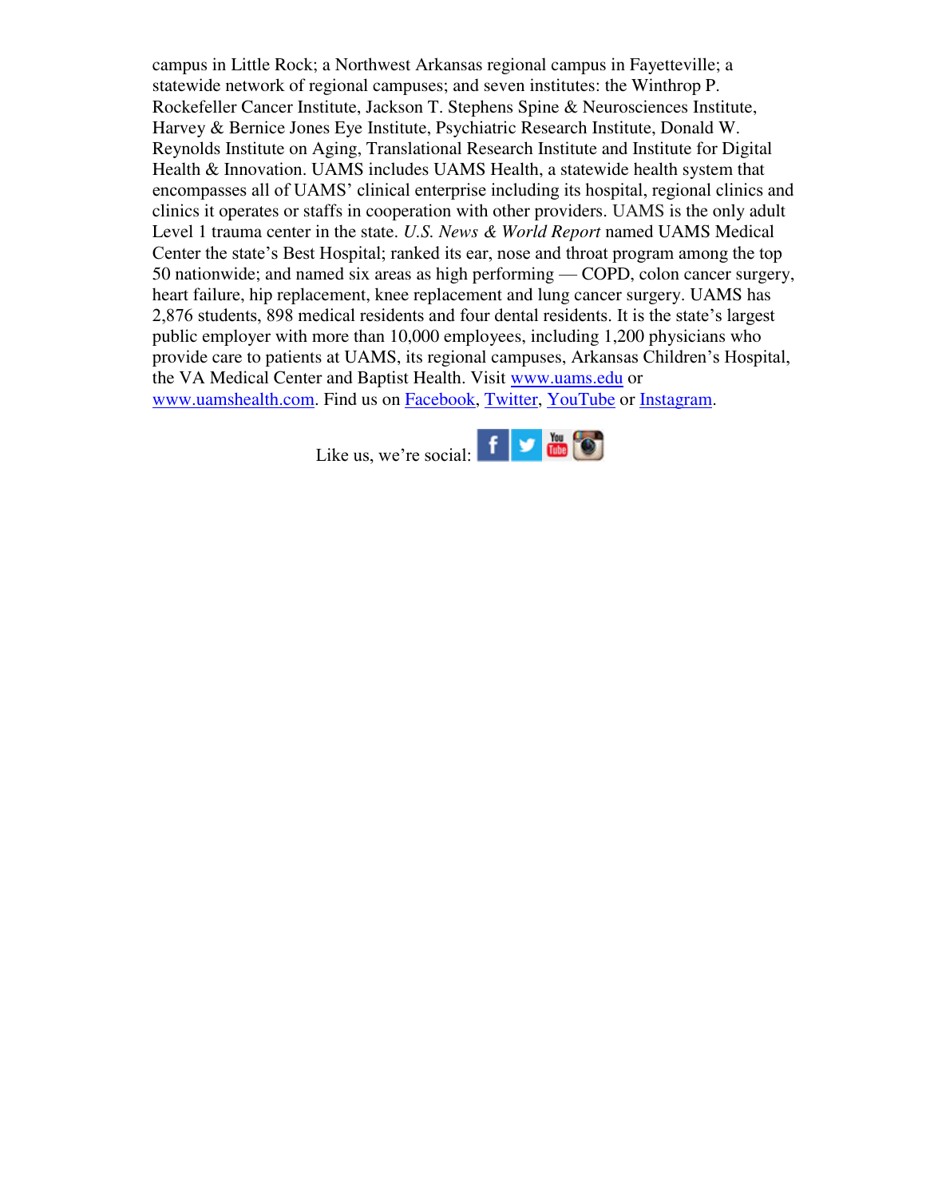campus in Little Rock; a Northwest Arkansas regional campus in Fayetteville; a statewide network of regional campuses; and seven institutes: the Winthrop P. Rockefeller Cancer Institute, Jackson T. Stephens Spine & Neurosciences Institute, Harvey & Bernice Jones Eye Institute, Psychiatric Research Institute, Donald W. Reynolds Institute on Aging, Translational Research Institute and Institute for Digital Health & Innovation. UAMS includes UAMS Health, a statewide health system that encompasses all of UAMS' clinical enterprise including its hospital, regional clinics and clinics it operates or staffs in cooperation with other providers. UAMS is the only adult Level 1 trauma center in the state. *U.S. News & World Report* named UAMS Medical Center the state's Best Hospital; ranked its ear, nose and throat program among the top 50 nationwide; and named six areas as high performing — COPD, colon cancer surgery, heart failure, hip replacement, knee replacement and lung cancer surgery. UAMS has 2,876 students, 898 medical residents and four dental residents. It is the state's largest public employer with more than 10,000 employees, including 1,200 physicians who provide care to patients at UAMS, its regional campuses, Arkansas Children's Hospital, the VA Medical Center and Baptist Health. Visit [www.uams.edu](www.uams.edu) or [www.uamshealth.com](www.uamshealth.com). Find us on [Facebook](), [Twitter](), [YouTube]() or [Instagram]().

Like us, we're social: